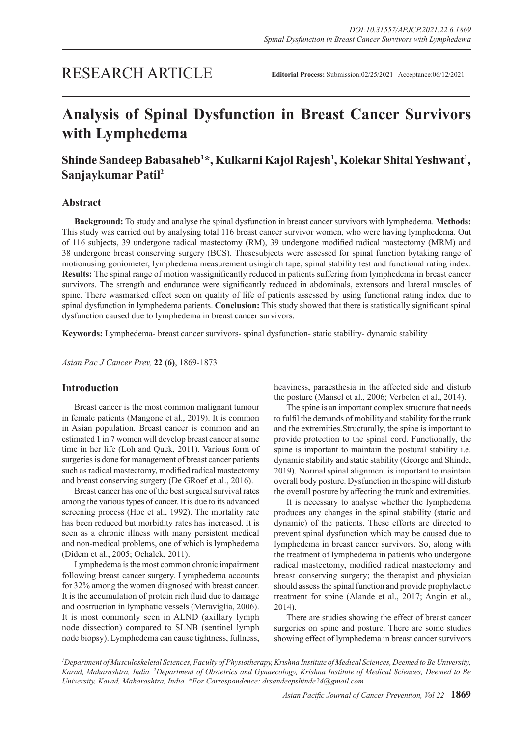RESEARCH ARTICLE

**Editorial Process:** Submission:02/25/2021 Acceptance:06/12/2021

# Analysis of Spinal Dysfunction in Breast Cancer Survivors with Lymphedema

## Shinde Sandeep Babasaheb[1]*, Kulkarni Kajol Rajesh[1], Kolekar Shital Yeshwant[1], Sanjaykumar Patil[2]

### Abstract

**Background:** To study and analyse the spinal dysfunction in breast cancer survivors with lymphedema. **Methods:** This study was carried out by analysing total 116 breast cancer survivor women, who were having lymphedema. Out of 116 subjects, 39 undergone radical mastectomy (RM), 39 undergone modified radical mastectomy (MRM) and 38 undergone breast conserving surgery (BCS). Thesesubjects were assessed for spinal function bytaking range of motionusing goniometer, lymphedema measurement usinginch tape, spinal stability test and functional rating index. **Results:** The spinal range of motion wassignificantly reduced in patients suffering from lymphedema in breast cancer survivors. The strength and endurance were significantly reduced in abdominals, extensors and lateral muscles of spine. There wasmarked effect seen on quality of life of patients assessed by using functional rating index due to spinal dysfunction in lymphedema patients. **Conclusion:** This study showed that there is statistically significant spinal dysfunction caused due to lymphedema in breast cancer survivors.

**Keywords:** Lymphedema- breast cancer survivors- spinal dysfunction- static stability- dynamic stability

*Asian Pac J Cancer Prev,* **22 (6)**, 1869-1873

### Introduction

Breast cancer is the most common malignant tumour in female patients (Mangone et al., 2019). It is common in Asian population. Breast cancer is common and an estimated 1 in 7 women will develop breast cancer at some time in her life (Loh and Quek, 2011). Various form of surgeries is done for management of breast cancer patients such as radical mastectomy, modified radical mastectomy and breast conserving surgery (De GRoef et al., 2016).

Breast cancer has one of the best surgical survival rates among the various types of cancer. It is due to its advanced screening process (Hoe et al., 1992). The mortality rate has been reduced but morbidity rates has increased. It is seen as a chronic illness with many persistent medical and non-medical problems, one of which is lymphedema (Didem et al., 2005; Ochalek, 2011).

Lymphedema is the most common chronic impairment following breast cancer surgery. Lymphedema accounts for 32% among the women diagnosed with breast cancer. It is the accumulation of protein rich fluid due to damage and obstruction in lymphatic vessels (Meraviglia, 2006). It is most commonly seen in ALND (axillary lymph node dissection) compared to SLNB (sentinel lymph node biopsy). Lymphedema can cause tightness, fullness, heaviness, paraesthesia in the affected side and disturb the posture (Mansel et al., 2006; Verbelen et al., 2014).

The spine is an important complex structure that needs to fulfil the demands of mobility and stability for the trunk and the extremities.Structurally, the spine is important to provide protection to the spinal cord. Functionally, the spine is important to maintain the postural stability i.e. dynamic stability and static stability (George and Shinde, 2019). Normal spinal alignment is important to maintain overall body posture. Dysfunction in the spine will disturb the overall posture by affecting the trunk and extremities.

It is necessary to analyse whether the lymphedema produces any changes in the spinal stability (static and dynamic) of the patients. These efforts are directed to prevent spinal dysfunction which may be caused due to lymphedema in breast cancer survivors. So, along with the treatment of lymphedema in patients who undergone radical mastectomy, modified radical mastectomy and breast conserving surgery; the therapist and physician should assess the spinal function and provide prophylactic treatment for spine (Alande et al., 2017; Angin et al., 2014).

There are studies showing the effect of breast cancer surgeries on spine and posture. There are some studies showing effect of lymphedema in breast cancer survivors

[1]*Department of Musculoskeletal Sciences, Faculty of Physiotherapy, Krishna Institute of Medical Sciences, Deemed to Be University, Karad, Maharashtra, India.* [2]*Department of Obstetrics and Gynaecology, Krishna Institute of Medical Sciences, Deemed to Be University, Karad, Maharashtra, India. *For Correspondence: drsandeepshinde24@gmail.com*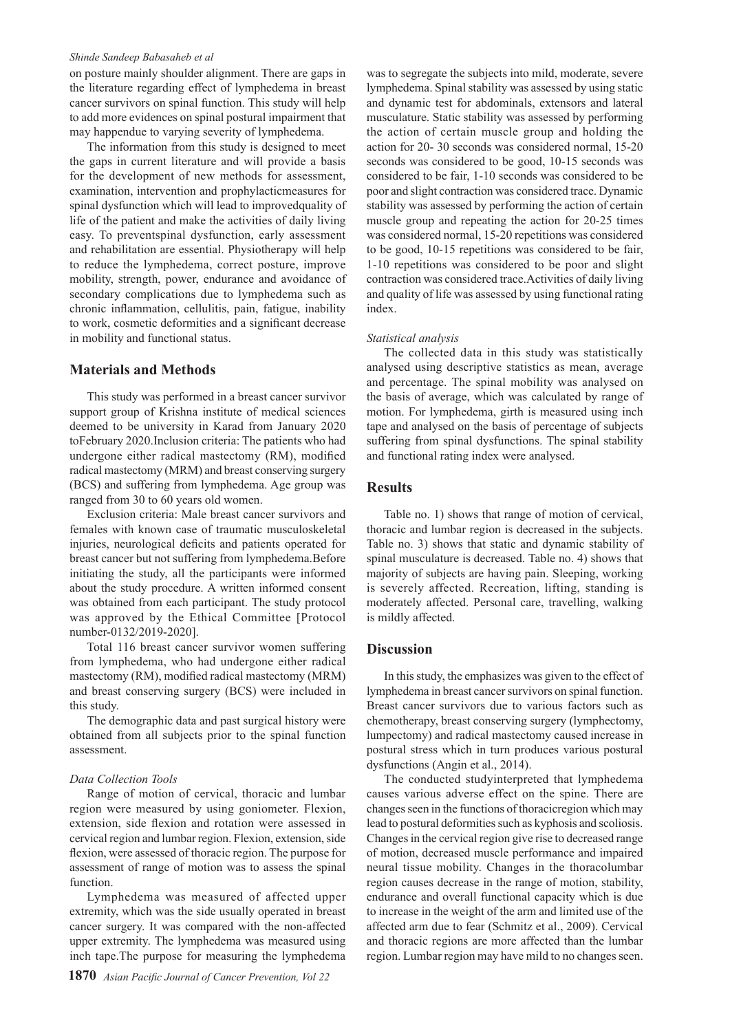on posture mainly shoulder alignment. There are gaps in the literature regarding effect of lymphedema in breast cancer survivors on spinal function. This study will help to add more evidences on spinal postural impairment that may happendue to varying severity of lymphedema.

The information from this study is designed to meet the gaps in current literature and will provide a basis for the development of new methods for assessment, examination, intervention and prophylacticmeasures for spinal dysfunction which will lead to improvedquality of life of the patient and make the activities of daily living easy. To preventspinal dysfunction, early assessment and rehabilitation are essential. Physiotherapy will help to reduce the lymphedema, correct posture, improve mobility, strength, power, endurance and avoidance of secondary complications due to lymphedema such as chronic inflammation, cellulitis, pain, fatigue, inability to work, cosmetic deformities and a significant decrease in mobility and functional status.

## Materials and Methods

This study was performed in a breast cancer survivor support group of Krishna institute of medical sciences deemed to be university in Karad from January 2020 toFebruary 2020.Inclusion criteria: The patients who had undergone either radical mastectomy (RM), modified radical mastectomy (MRM) and breast conserving surgery (BCS) and suffering from lymphedema. Age group was ranged from 30 to 60 years old women.

Exclusion criteria: Male breast cancer survivors and females with known case of traumatic musculoskeletal injuries, neurological deficits and patients operated for breast cancer but not suffering from lymphedema.Before initiating the study, all the participants were informed about the study procedure. A written informed consent was obtained from each participant. The study protocol was approved by the Ethical Committee [Protocol number-0132/2019-2020].

Total 116 breast cancer survivor women suffering from lymphedema, who had undergone either radical mastectomy (RM), modified radical mastectomy (MRM) and breast conserving surgery (BCS) were included in this study.

The demographic data and past surgical history were obtained from all subjects prior to the spinal function assessment.

### *Data Collection Tools*

Range of motion of cervical, thoracic and lumbar region were measured by using goniometer. Flexion, extension, side flexion and rotation were assessed in cervical region and lumbar region. Flexion, extension, side flexion, were assessed of thoracic region. The purpose for assessment of range of motion was to assess the spinal function.

Lymphedema was measured of affected upper extremity, which was the side usually operated in breast cancer surgery. It was compared with the non-affected upper extremity. The lymphedema was measured using inch tape.The purpose for measuring the lymphedema was to segregate the subjects into mild, moderate, severe lymphedema. Spinal stability was assessed by using static and dynamic test for abdominals, extensors and lateral musculature. Static stability was assessed by performing the action of certain muscle group and holding the action for 20- 30 seconds was considered normal, 15-20 seconds was considered to be good, 10-15 seconds was considered to be fair, 1-10 seconds was considered to be poor and slight contraction was considered trace. Dynamic stability was assessed by performing the action of certain muscle group and repeating the action for 20-25 times was considered normal, 15-20 repetitions was considered to be good, 10-15 repetitions was considered to be fair, 1-10 repetitions was considered to be poor and slight contraction was considered trace.Activities of daily living and quality of life was assessed by using functional rating index.

### *Statistical analysis*

The collected data in this study was statistically analysed using descriptive statistics as mean, average and percentage. The spinal mobility was analysed on the basis of average, which was calculated by range of motion. For lymphedema, girth is measured using inch tape and analysed on the basis of percentage of subjects suffering from spinal dysfunctions. The spinal stability and functional rating index were analysed.

## Results

Table no. 1) shows that range of motion of cervical, thoracic and lumbar region is decreased in the subjects. Table no. 3) shows that static and dynamic stability of spinal musculature is decreased. Table no. 4) shows that majority of subjects are having pain. Sleeping, working is severely affected. Recreation, lifting, standing is moderately affected. Personal care, travelling, walking is mildly affected.

## Discussion

In this study, the emphasizes was given to the effect of lymphedema in breast cancer survivors on spinal function. Breast cancer survivors due to various factors such as chemotherapy, breast conserving surgery (lymphectomy, lumpectomy) and radical mastectomy caused increase in postural stress which in turn produces various postural dysfunctions (Angin et al., 2014).

The conducted studyinterpreted that lymphedema causes various adverse effect on the spine. There are changes seen in the functions of thoracicregion which may lead to postural deformities such as kyphosis and scoliosis. Changes in the cervical region give rise to decreased range of motion, decreased muscle performance and impaired neural tissue mobility. Changes in the thoracolumbar region causes decrease in the range of motion, stability, endurance and overall functional capacity which is due to increase in the weight of the arm and limited use of the affected arm due to fear (Schmitz et al., 2009). Cervical and thoracic regions are more affected than the lumbar region. Lumbar region may have mild to no changes seen.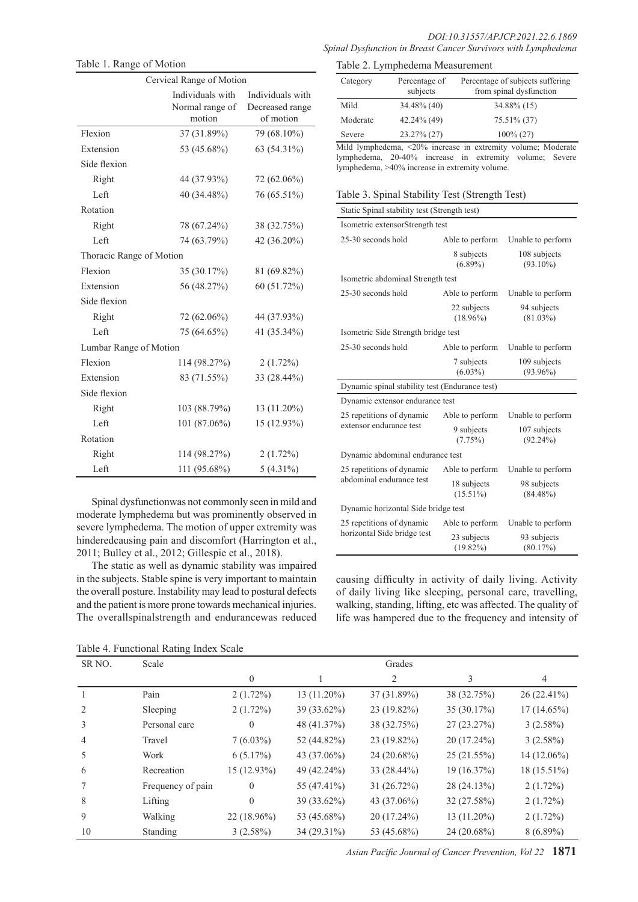Table 1. Range of Motion

| Cervical Range of Motion | | |
|---|---|---|
| | Individuals with Normal range of motion | Individuals with Decreased range of motion |
| Flexion | 37 (31.89%) | 79 (68.10%) |
| Extension | 53 (45.68%) | 63 (54.31%) |
| Side flexion | | |
| Right | 44 (37.93%) | 72 (62.06%) |
| Left | 40 (34.48%) | 76 (65.51%) |
| Rotation | | |
| Right | 78 (67.24%) | 38 (32.75%) |
| Left | 74 (63.79%) | 42 (36.20%) |
| Thoracic Range of Motion | | |
| Flexion | 35 (30.17%) | 81 (69.82%) |
| Extension | 56 (48.27%) | 60 (51.72%) |
| Side flexion | | |
| Right | 72 (62.06%) | 44 (37.93%) |
| Left | 75 (64.65%) | 41 (35.34%) |
| Lumbar Range of Motion | | |
| Flexion | 114 (98.27%) | 2 (1.72%) |
| Extension | 83 (71.55%) | 33 (28.44%) |
| Side flexion | | |
| Right | 103 (88.79%) | 13 (11.20%) |
| Left | 101 (87.06%) | 15 (12.93%) |
| Rotation | | |
| Right | 114 (98.27%) | 2 (1.72%) |
| Left | 111 (95.68%) | 5 (4.31%) |

Spinal dysfunctionwas not commonly seen in mild and moderate lymphedema but was prominently observed in severe lymphedema. The motion of upper extremity was hinderedcausing pain and discomfort (Harrington et al., 2011; Bulley et al., 2012; Gillespie et al., 2018).

The static as well as dynamic stability was impaired in the subjects. Stable spine is very important to maintain the overall posture. Instability may lead to postural defects and the patient is more prone towards mechanical injuries. The overallspinalstrength and endurancewas reduced causing difficulty in activity of daily living. Activity of daily living like sleeping, personal care, travelling, walking, standing, lifting, etc was affected. The quality of life was hampered due to the frequency and intensity of

Table 2. Lymphedema Measurement

| Category | Percentage of subjects | Percentage of subjects suffering from spinal dysfunction |
|---|---|---|
| Mild | 34.48% (40) | 34.88% (15) |
| Moderate | 42.24% (49) | 75.51% (37) |
| Severe | 23.27% (27) | 100% (27) |

Mild lymphedema, <20% increase in extremity volume; Moderate lymphedema, 20-40% increase in extremity volume; Severe lymphedema, >40% increase in extremity volume.

Table 3. Spinal Stability Test (Strength Test)

| Static Spinal stability test (Strength test) | | |
|---|---|---|
| Isometric extensorStrength test | | |
| 25-30 seconds hold | Able to perform | Unable to perform |
| | 8 subjects (6.89%) | 108 subjects (93.10%) |
| Isometric abdominal Strength test | | |
| 25-30 seconds hold | Able to perform | Unable to perform |
| | 22 subjects (18.96%) | 94 subjects (81.03%) |
| Isometric Side Strength bridge test | | |
| 25-30 seconds hold | Able to perform | Unable to perform |
| | 7 subjects (6.03%) | 109 subjects (93.96%) |
| Dynamic spinal stability test (Endurance test) | | |
| Dynamic extensor endurance test | | |
| 25 repetitions of dynamic extensor endurance test | Able to perform | Unable to perform |
| | 9 subjects (7.75%) | 107 subjects (92.24%) |
| Dynamic abdominal endurance test | | |
| 25 repetitions of dynamic abdominal endurance test | Able to perform | Unable to perform |
| | 18 subjects (15.51%) | 98 subjects (84.48%) |
| Dynamic horizontal Side bridge test | | |
| 25 repetitions of dynamic horizontal Side bridge test | Able to perform | Unable to perform |
| | 23 subjects (19.82%) | 93 subjects (80.17%) |

Table 4. Functional Rating Index Scale

| SR NO. | Scale | Grades | | | | |
|---|---|---|---|---|---|---|
| | | 0 | 1 | 2 | 3 | 4 |
| 1 | Pain | 2 (1.72%) | 13 (11.20%) | 37 (31.89%) | 38 (32.75%) | 26 (22.41%) |
| 2 | Sleeping | 2 (1.72%) | 39 (33.62%) | 23 (19.82%) | 35 (30.17%) | 17 (14.65%) |
| 3 | Personal care | 0 | 48 (41.37%) | 38 (32.75%) | 27 (23.27%) | 3 (2.58%) |
| 4 | Travel | 7 (6.03%) | 52 (44.82%) | 23 (19.82%) | 20 (17.24%) | 3 (2.58%) |
| 5 | Work | 6 (5.17%) | 43 (37.06%) | 24 (20.68%) | 25 (21.55%) | 14 (12.06%) |
| 6 | Recreation | 15 (12.93%) | 49 (42.24%) | 33 (28.44%) | 19 (16.37%) | 18 (15.51%) |
| 7 | Frequency of pain | 0 | 55 (47.41%) | 31 (26.72%) | 28 (24.13%) | 2 (1.72%) |
| 8 | Lifting | 0 | 39 (33.62%) | 43 (37.06%) | 32 (27.58%) | 2 (1.72%) |
| 9 | Walking | 22 (18.96%) | 53 (45.68%) | 20 (17.24%) | 13 (11.20%) | 2 (1.72%) |
| 10 | Standing | 3 (2.58%) | 34 (29.31%) | 53 (45.68%) | 24 (20.68%) | 8 (6.89%) |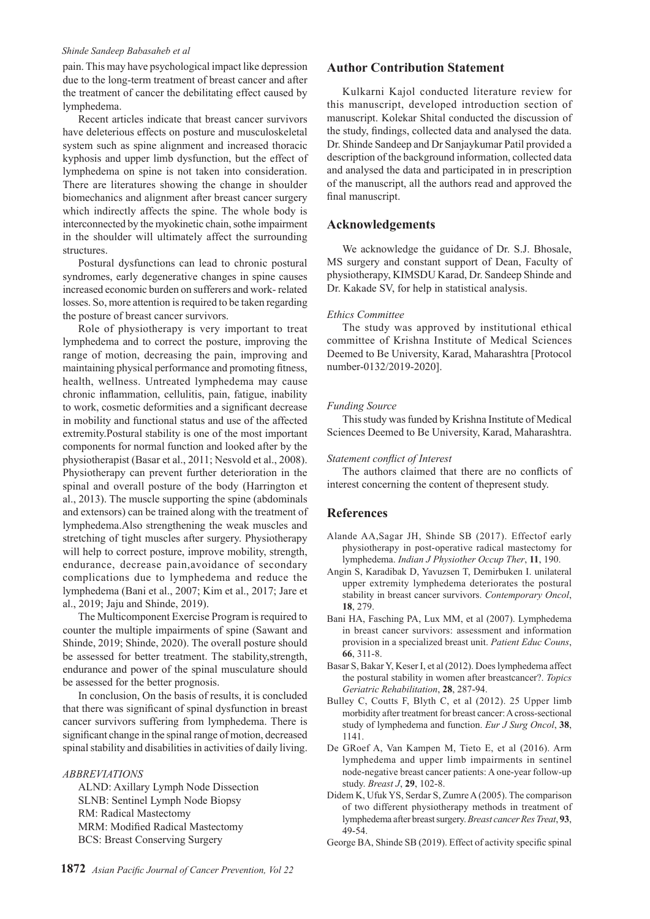pain. This may have psychological impact like depression due to the long-term treatment of breast cancer and after the treatment of cancer the debilitating effect caused by lymphedema.

Recent articles indicate that breast cancer survivors have deleterious effects on posture and musculoskeletal system such as spine alignment and increased thoracic kyphosis and upper limb dysfunction, but the effect of lymphedema on spine is not taken into consideration. There are literatures showing the change in shoulder biomechanics and alignment after breast cancer surgery which indirectly affects the spine. The whole body is interconnected by the myokinetic chain, sothe impairment in the shoulder will ultimately affect the surrounding structures.

Postural dysfunctions can lead to chronic postural syndromes, early degenerative changes in spine causes increased economic burden on sufferers and work- related losses. So, more attention is required to be taken regarding the posture of breast cancer survivors.

Role of physiotherapy is very important to treat lymphedema and to correct the posture, improving the range of motion, decreasing the pain, improving and maintaining physical performance and promoting fitness, health, wellness. Untreated lymphedema may cause chronic inflammation, cellulitis, pain, fatigue, inability to work, cosmetic deformities and a significant decrease in mobility and functional status and use of the affected extremity.Postural stability is one of the most important components for normal function and looked after by the physiotherapist (Basar et al., 2011; Nesvold et al., 2008). Physiotherapy can prevent further deterioration in the spinal and overall posture of the body (Harrington et al., 2013). The muscle supporting the spine (abdominals and extensors) can be trained along with the treatment of lymphedema.Also strengthening the weak muscles and stretching of tight muscles after surgery. Physiotherapy will help to correct posture, improve mobility, strength, endurance, decrease pain,avoidance of secondary complications due to lymphedema and reduce the lymphedema (Bani et al., 2007; Kim et al., 2017; Jare et al., 2019; Jaju and Shinde, 2019).

The Multicomponent Exercise Program is required to counter the multiple impairments of spine (Sawant and Shinde, 2019; Shinde, 2020). The overall posture should be assessed for better treatment. The stability,strength, endurance and power of the spinal musculature should be assessed for the better prognosis.

In conclusion, On the basis of results, it is concluded that there was significant of spinal dysfunction in breast cancer survivors suffering from lymphedema. There is significant change in the spinal range of motion, decreased spinal stability and disabilities in activities of daily living.

*ABBREVIATIONS*

ALND: Axillary Lymph Node Dissection
SLNB: Sentinel Lymph Node Biopsy
RM: Radical Mastectomy
MRM: Modified Radical Mastectomy
BCS: Breast Conserving Surgery

## Author Contribution Statement

Kulkarni Kajol conducted literature review for this manuscript, developed introduction section of manuscript. Kolekar Shital conducted the discussion of the study, findings, collected data and analysed the data. Dr. Shinde Sandeep and Dr Sanjaykumar Patil provided a description of the background information, collected data and analysed the data and participated in in prescription of the manuscript, all the authors read and approved the final manuscript.

## Acknowledgements

We acknowledge the guidance of Dr. S.J. Bhosale, MS surgery and constant support of Dean, Faculty of physiotherapy, KIMSDU Karad, Dr. Sandeep Shinde and Dr. Kakade SV, for help in statistical analysis.

*Ethics Committee*

The study was approved by institutional ethical committee of Krishna Institute of Medical Sciences Deemed to Be University, Karad, Maharashtra [Protocol number-0132/2019-2020].

*Funding Source*

This study was funded by Krishna Institute of Medical Sciences Deemed to Be University, Karad, Maharashtra.

*Statement conflict of Interest*

The authors claimed that there are no conflicts of interest concerning the content of thepresent study.

## References

Alande AA,Sagar JH, Shinde SB (2017). Effectof early physiotherapy in post-operative radical mastectomy for lymphedema. *Indian J Physiother Occup Ther*, **11**, 190.

Angin S, Karadibak D, Yavuzsen T, Demirbuken I. unilateral upper extremity lymphedema deteriorates the postural stability in breast cancer survivors. *Contemporary Oncol*, **18**, 279.

Bani HA, Fasching PA, Lux MM, et al (2007). Lymphedema in breast cancer survivors: assessment and information provision in a specialized breast unit. *Patient Educ Couns*, **66**, 311-8.

Basar S, Bakar Y, Keser I, et al (2012). Does lymphedema affect the postural stability in women after breastcancer?. *Topics Geriatric Rehabilitation*, **28**, 287-94.

Bulley C, Coutts F, Blyth C, et al (2012). 25 Upper limb morbidity after treatment for breast cancer: A cross-sectional study of lymphedema and function. *Eur J Surg Oncol*, **38**, 1141.

De GRoef A, Van Kampen M, Tieto E, et al (2016). Arm lymphedema and upper limb impairments in sentinel node-negative breast cancer patients: A one-year follow-up study. *Breast J*, **29**, 102-8.

Didem K, Ufuk YS, Serdar S, Zumre A (2005). The comparison of two different physiotherapy methods in treatment of lymphedema after breast surgery. *Breast cancer Res Treat*, **93**, 49-54.

George BA, Shinde SB (2019). Effect of activity specific spinal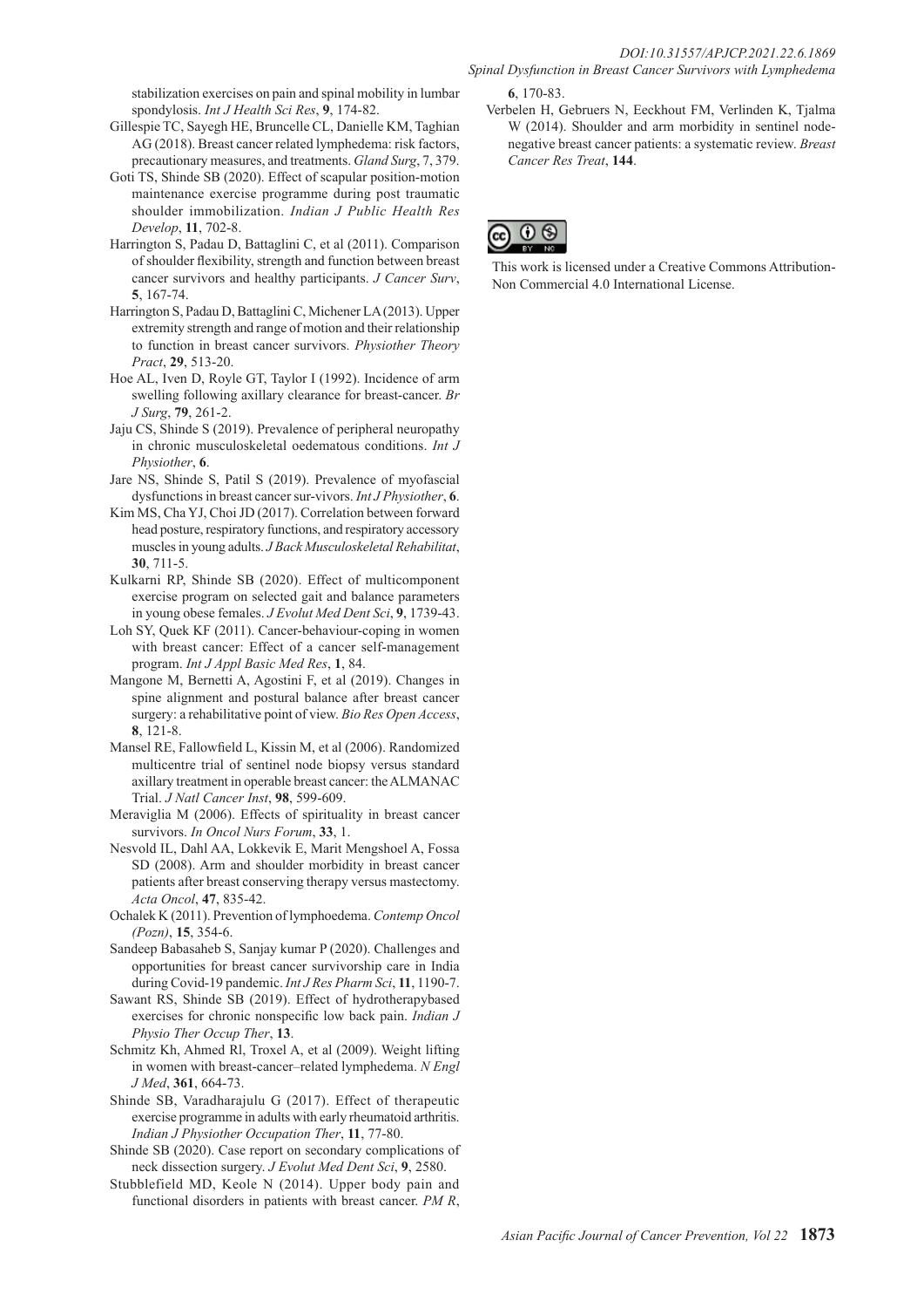stabilization exercises on pain and spinal mobility in lumbar spondylosis. *Int J Health Sci Res*, **9**, 174-82.

Gillespie TC, Sayegh HE, Bruncelle CL, Danielle KM, Taghian AG (2018). Breast cancer related lymphedema: risk factors, precautionary measures, and treatments. *Gland Surg*, 7, 379.

Goti TS, Shinde SB (2020). Effect of scapular position-motion maintenance exercise programme during post traumatic shoulder immobilization. *Indian J Public Health Res Develop*, **11**, 702-8.

Harrington S, Padau D, Battaglini C, et al (2011). Comparison of shoulder flexibility, strength and function between breast cancer survivors and healthy participants. *J Cancer Surv*, **5**, 167-74.

Harrington S, Padau D, Battaglini C, Michener LA (2013). Upper extremity strength and range of motion and their relationship to function in breast cancer survivors. *Physiother Theory Pract*, **29**, 513-20.

Hoe AL, Iven D, Royle GT, Taylor I (1992). Incidence of arm swelling following axillary clearance for breast-cancer. *Br J Surg*, **79**, 261-2.

Jaju CS, Shinde S (2019). Prevalence of peripheral neuropathy in chronic musculoskeletal oedematous conditions. *Int J Physiother*, **6**.

Jare NS, Shinde S, Patil S (2019). Prevalence of myofascial dysfunctions in breast cancer sur-vivors. *Int J Physiother*, **6**.

Kim MS, Cha YJ, Choi JD (2017). Correlation between forward head posture, respiratory functions, and respiratory accessory muscles in young adults. *J Back Musculoskeletal Rehabilitat*, **30**, 711-5.

Kulkarni RP, Shinde SB (2020). Effect of multicomponent exercise program on selected gait and balance parameters in young obese females. *J Evolut Med Dent Sci*, **9**, 1739-43.

Loh SY, Quek KF (2011). Cancer-behaviour-coping in women with breast cancer: Effect of a cancer self-management program. *Int J Appl Basic Med Res*, **1**, 84.

Mangone M, Bernetti A, Agostini F, et al (2019). Changes in spine alignment and postural balance after breast cancer surgery: a rehabilitative point of view. *Bio Res Open Access*, **8**, 121-8.

Mansel RE, Fallowfield L, Kissin M, et al (2006). Randomized multicentre trial of sentinel node biopsy versus standard axillary treatment in operable breast cancer: the ALMANAC Trial. *J Natl Cancer Inst*, **98**, 599-609.

Meraviglia M (2006). Effects of spirituality in breast cancer survivors. *In Oncol Nurs Forum*, **33**, 1.

Nesvold IL, Dahl AA, Lokkevik E, Marit Mengshoel A, Fossa SD (2008). Arm and shoulder morbidity in breast cancer patients after breast conserving therapy versus mastectomy. *Acta Oncol*, **47**, 835-42.

Ochalek K (2011). Prevention of lymphoedema. *Contemp Oncol (Pozn)*, **15**, 354-6.

Sandeep Babasaheb S, Sanjay kumar P (2020). Challenges and opportunities for breast cancer survivorship care in India during Covid-19 pandemic. *Int J Res Pharm Sci*, **11**, 1190-7.

Sawant RS, Shinde SB (2019). Effect of hydrotherapybased exercises for chronic nonspecific low back pain. *Indian J Physio Ther Occup Ther*, **13**.

Schmitz Kh, Ahmed Rl, Troxel A, et al (2009). Weight lifting in women with breast-cancer–related lymphedema. *N Engl J Med*, **361**, 664-73.

Shinde SB, Varadharajulu G (2017). Effect of therapeutic exercise programme in adults with early rheumatoid arthritis. *Indian J Physiother Occupation Ther*, **11**, 77-80.

Shinde SB (2020). Case report on secondary complications of neck dissection surgery. *J Evolut Med Dent Sci*, **9**, 2580.

Stubblefield MD, Keole N (2014). Upper body pain and functional disorders in patients with breast cancer. *PM R*, **6**, 170-83.

Verbelen H, Gebruers N, Eeckhout FM, Verlinden K, Tjalma W (2014). Shoulder and arm morbidity in sentinel node-negative breast cancer patients: a systematic review. *Breast Cancer Res Treat*, **144**.

This work is licensed under a Creative Commons Attribution-Non Commercial 4.0 International License.